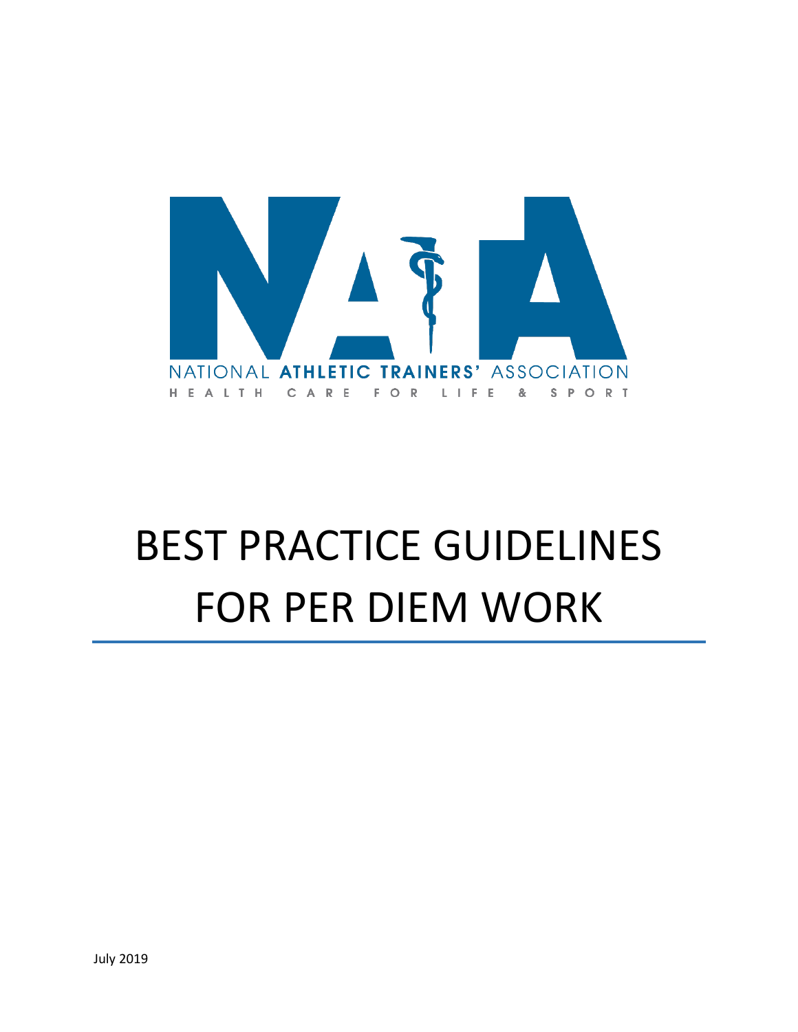NATIONAL **ATHLETIC TRAINERS'** ASSOCIATION

HEALTH CARE FOR LIFE & SPORT

# BEST PRACTICE GUIDELINES FOR PER DIEM WORK

July 2019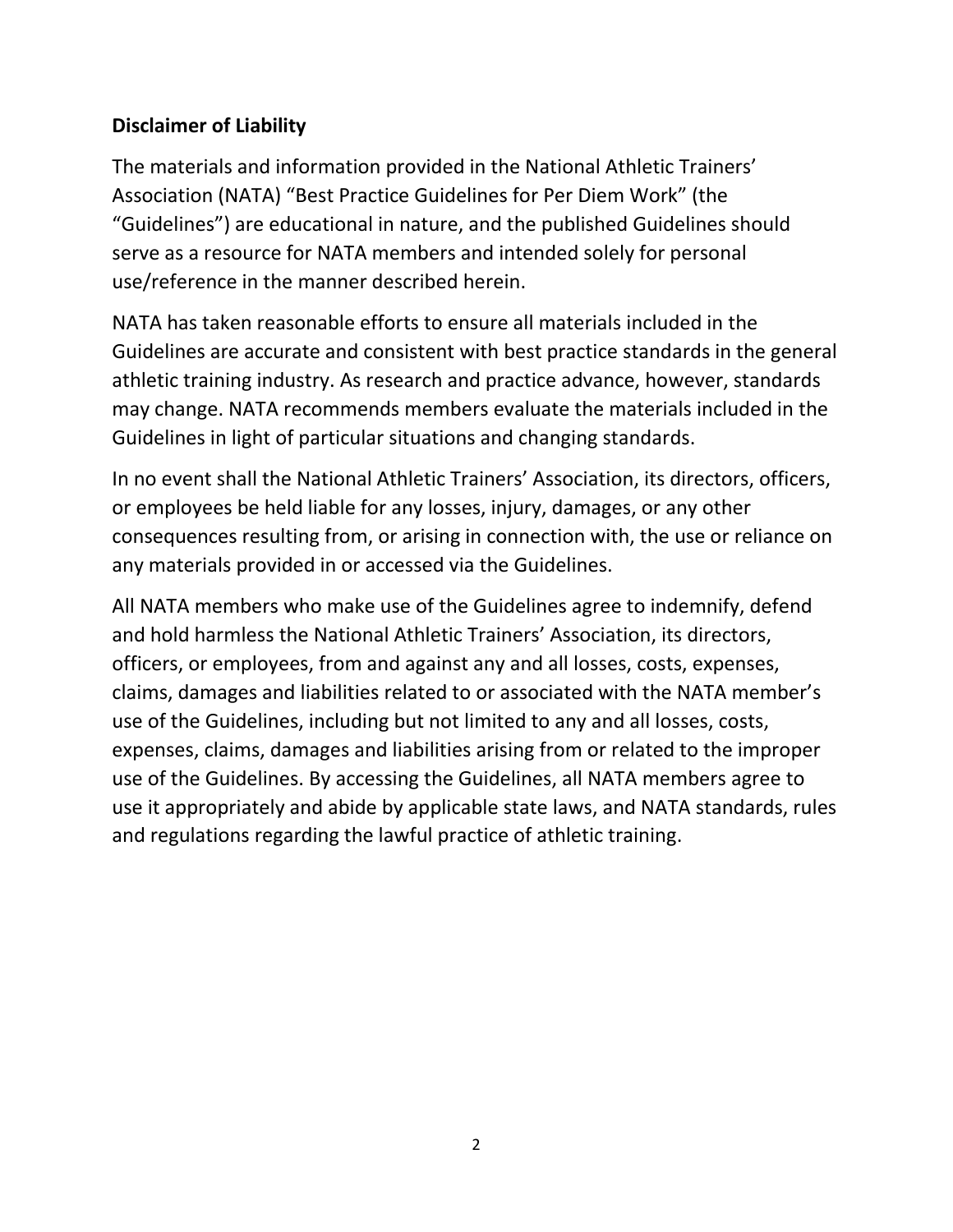**Disclaimer of Liability**

The materials and information provided in the National Athletic Trainers' Association (NATA) "Best Practice Guidelines for Per Diem Work" (the "Guidelines") are educational in nature, and the published Guidelines should serve as a resource for NATA members and intended solely for personal use/reference in the manner described herein.

NATA has taken reasonable efforts to ensure all materials included in the Guidelines are accurate and consistent with best practice standards in the general athletic training industry. As research and practice advance, however, standards may change. NATA recommends members evaluate the materials included in the Guidelines in light of particular situations and changing standards.

In no event shall the National Athletic Trainers' Association, its directors, officers, or employees be held liable for any losses, injury, damages, or any other consequences resulting from, or arising in connection with, the use or reliance on any materials provided in or accessed via the Guidelines.

All NATA members who make use of the Guidelines agree to indemnify, defend and hold harmless the National Athletic Trainers' Association, its directors, officers, or employees, from and against any and all losses, costs, expenses, claims, damages and liabilities related to or associated with the NATA member's use of the Guidelines, including but not limited to any and all losses, costs, expenses, claims, damages and liabilities arising from or related to the improper use of the Guidelines. By accessing the Guidelines, all NATA members agree to use it appropriately and abide by applicable state laws, and NATA standards, rules and regulations regarding the lawful practice of athletic training.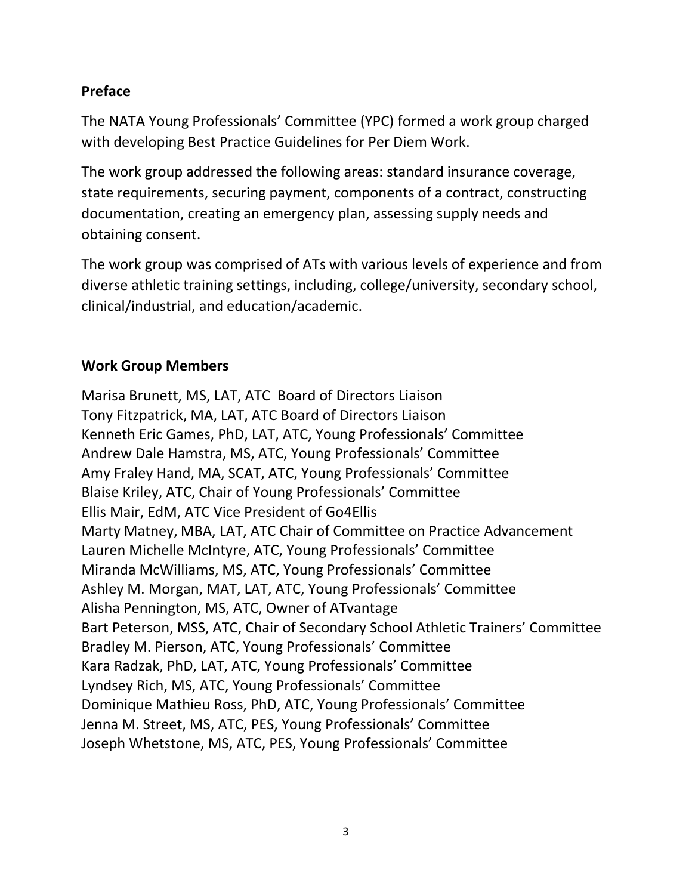## Preface

The NATA Young Professionals' Committee (YPC) formed a work group charged with developing Best Practice Guidelines for Per Diem Work.

The work group addressed the following areas: standard insurance coverage, state requirements, securing payment, components of a contract, constructing documentation, creating an emergency plan, assessing supply needs and obtaining consent.

The work group was comprised of ATs with various levels of experience and from diverse athletic training settings, including, college/university, secondary school, clinical/industrial, and education/academic.

## Work Group Members

Marisa Brunett, MS, LAT, ATC Board of Directors Liaison
Tony Fitzpatrick, MA, LAT, ATC Board of Directors Liaison
Kenneth Eric Games, PhD, LAT, ATC, Young Professionals' Committee
Andrew Dale Hamstra, MS, ATC, Young Professionals' Committee
Amy Fraley Hand, MA, SCAT, ATC, Young Professionals' Committee
Blaise Kriley, ATC, Chair of Young Professionals' Committee
Ellis Mair, EdM, ATC Vice President of Go4Ellis
Marty Matney, MBA, LAT, ATC Chair of Committee on Practice Advancement
Lauren Michelle McIntyre, ATC, Young Professionals' Committee
Miranda McWilliams, MS, ATC, Young Professionals' Committee
Ashley M. Morgan, MAT, LAT, ATC, Young Professionals' Committee
Alisha Pennington, MS, ATC, Owner of ATvantage
Bart Peterson, MSS, ATC, Chair of Secondary School Athletic Trainers' Committee
Bradley M. Pierson, ATC, Young Professionals' Committee
Kara Radzak, PhD, LAT, ATC, Young Professionals' Committee
Lyndsey Rich, MS, ATC, Young Professionals' Committee
Dominique Mathieu Ross, PhD, ATC, Young Professionals' Committee
Jenna M. Street, MS, ATC, PES, Young Professionals' Committee
Joseph Whetstone, MS, ATC, PES, Young Professionals' Committee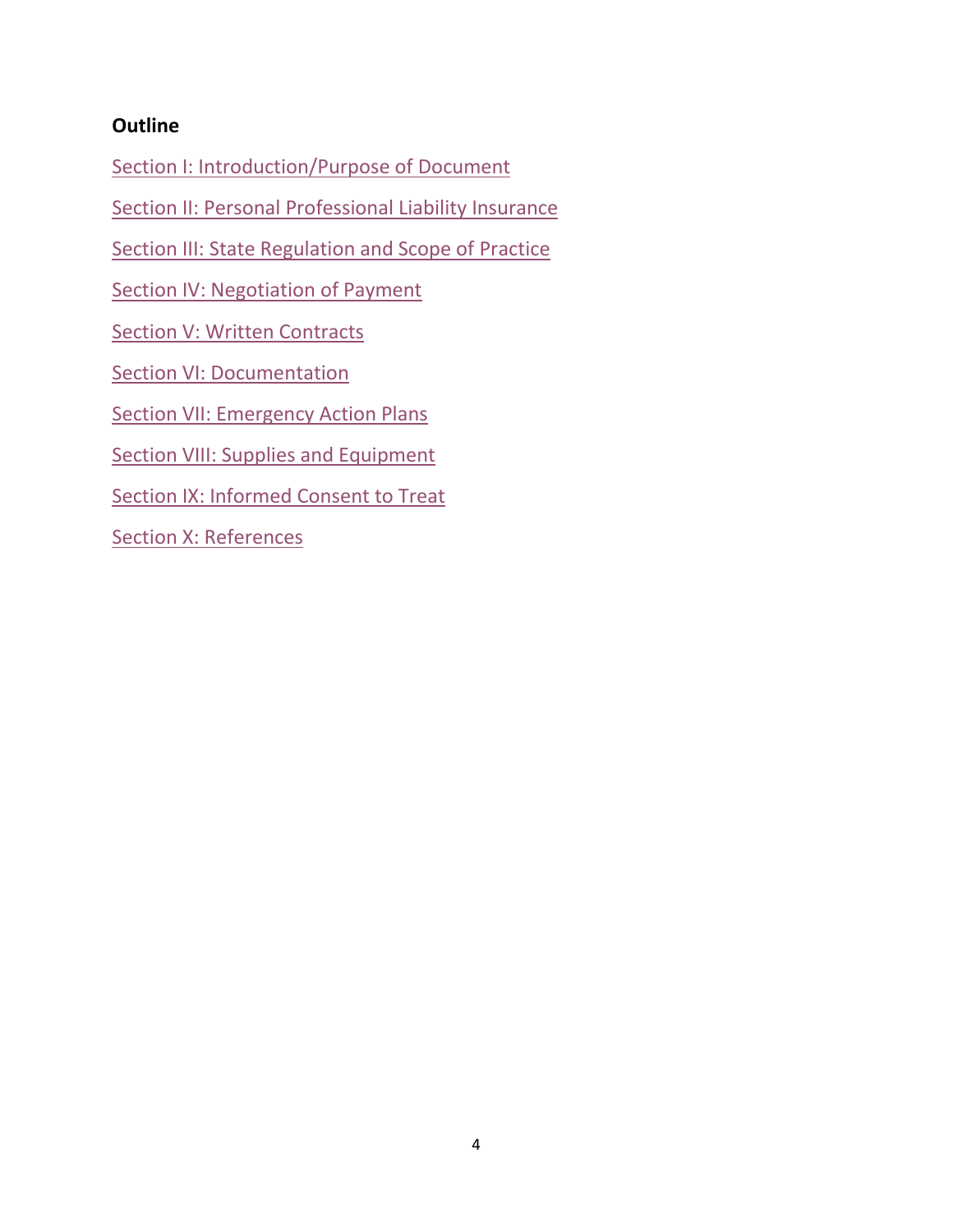**Outline**

Section I: Introduction/Purpose of Document

Section II: Personal Professional Liability Insurance

Section III: State Regulation and Scope of Practice

Section IV: Negotiation of Payment

Section V: Written Contracts

Section VI: Documentation

Section VII: Emergency Action Plans

Section VIII: Supplies and Equipment

Section IX: Informed Consent to Treat

Section X: References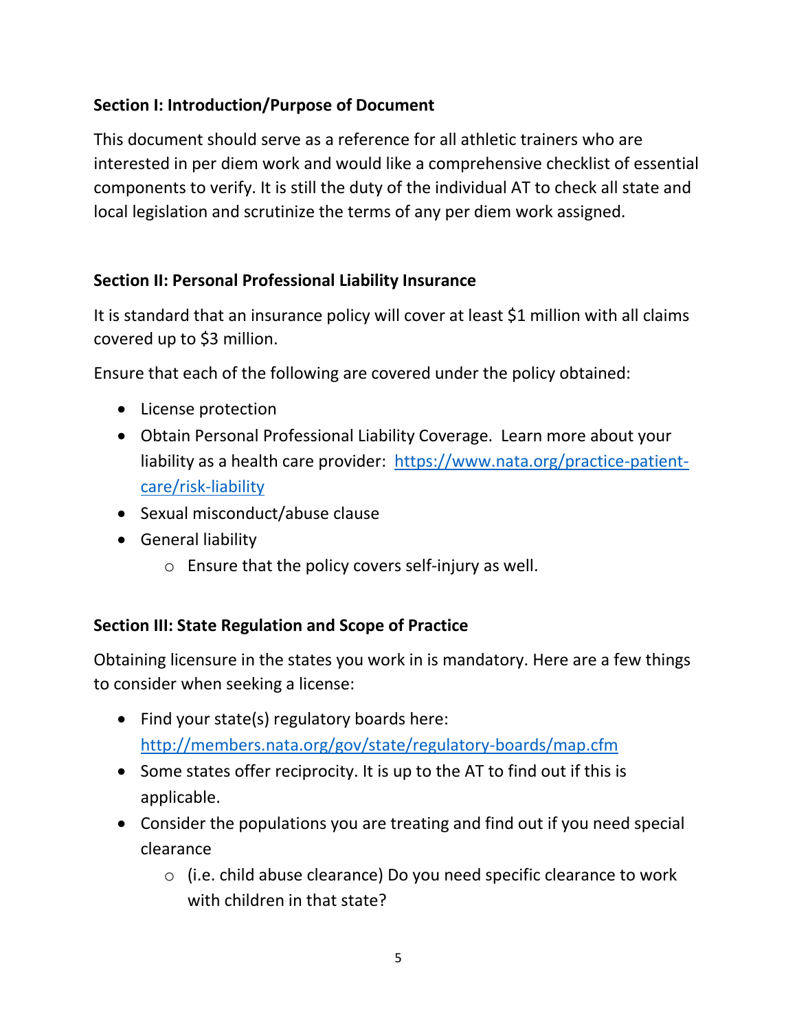## Section I: Introduction/Purpose of Document

This document should serve as a reference for all athletic trainers who are interested in per diem work and would like a comprehensive checklist of essential components to verify. It is still the duty of the individual AT to check all state and local legislation and scrutinize the terms of any per diem work assigned.

## Section II: Personal Professional Liability Insurance

It is standard that an insurance policy will cover at least $1 million with all claims covered up to $3 million.

Ensure that each of the following are covered under the policy obtained:

- License protection
- Obtain Personal Professional Liability Coverage. Learn more about your liability as a health care provider: [https://www.nata.org/practice-patient-care/risk-liability](https://www.nata.org/practice-patient-care/risk-liability)
- Sexual misconduct/abuse clause
- General liability
  - Ensure that the policy covers self-injury as well.

## Section III: State Regulation and Scope of Practice

Obtaining licensure in the states you work in is mandatory. Here are a few things to consider when seeking a license:

- Find your state(s) regulatory boards here: [http://members.nata.org/gov/state/regulatory-boards/map.cfm](http://members.nata.org/gov/state/regulatory-boards/map.cfm)
- Some states offer reciprocity. It is up to the AT to find out if this is applicable.
- Consider the populations you are treating and find out if you need special clearance
  - (i.e. child abuse clearance) Do you need specific clearance to work with children in that state?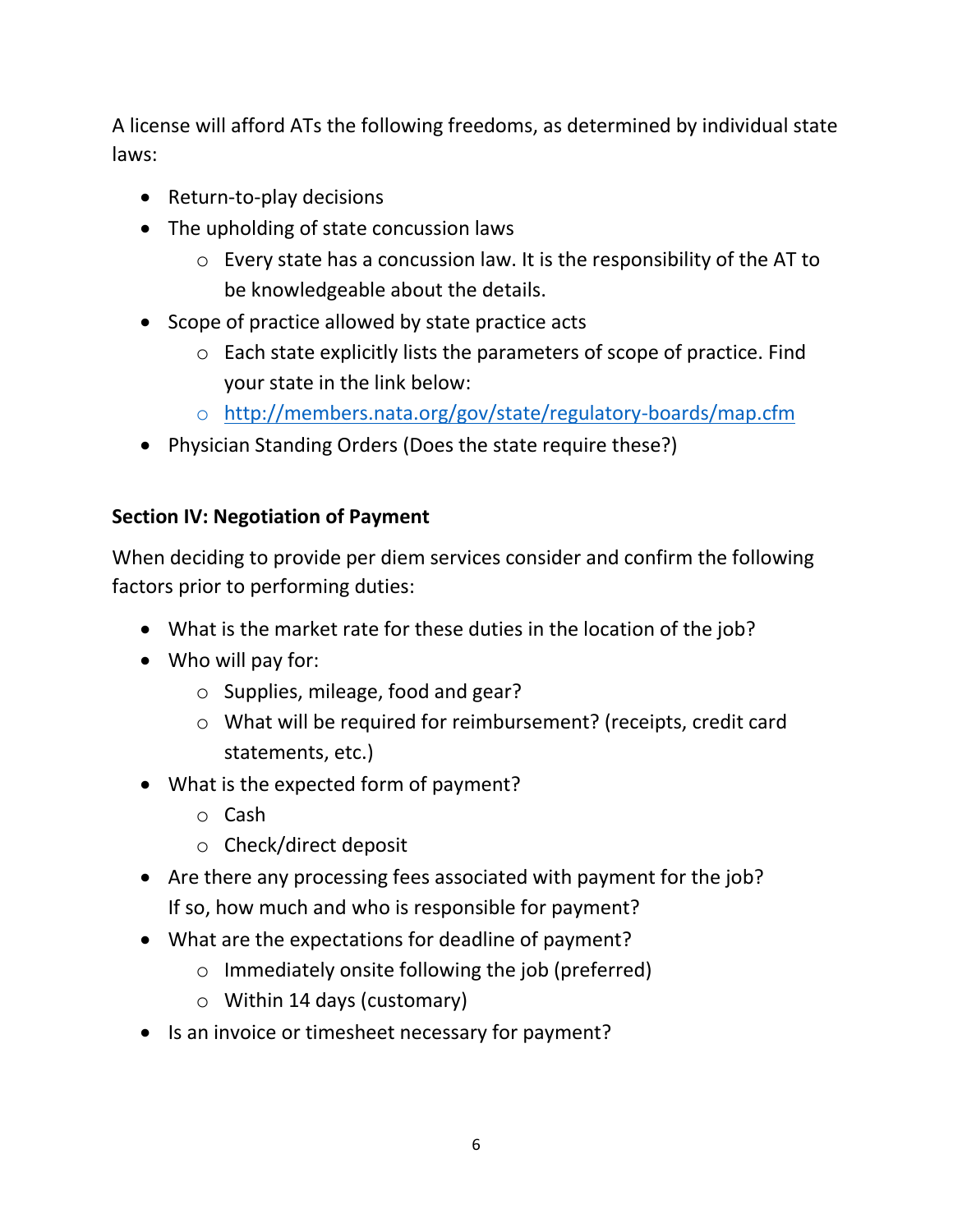A license will afford ATs the following freedoms, as determined by individual state laws:

- Return-to-play decisions
- The upholding of state concussion laws
  - Every state has a concussion law. It is the responsibility of the AT to be knowledgeable about the details.
- Scope of practice allowed by state practice acts
  - Each state explicitly lists the parameters of scope of practice. Find your state in the link below:
  - http://members.nata.org/gov/state/regulatory-boards/map.cfm
- Physician Standing Orders (Does the state require these?)

**Section IV: Negotiation of Payment**

When deciding to provide per diem services consider and confirm the following factors prior to performing duties:

- What is the market rate for these duties in the location of the job?
- Who will pay for:
  - Supplies, mileage, food and gear?
  - What will be required for reimbursement? (receipts, credit card statements, etc.)
- What is the expected form of payment?
  - Cash
  - Check/direct deposit
- Are there any processing fees associated with payment for the job? If so, how much and who is responsible for payment?
- What are the expectations for deadline of payment?
  - Immediately onsite following the job (preferred)
  - Within 14 days (customary)
- Is an invoice or timesheet necessary for payment?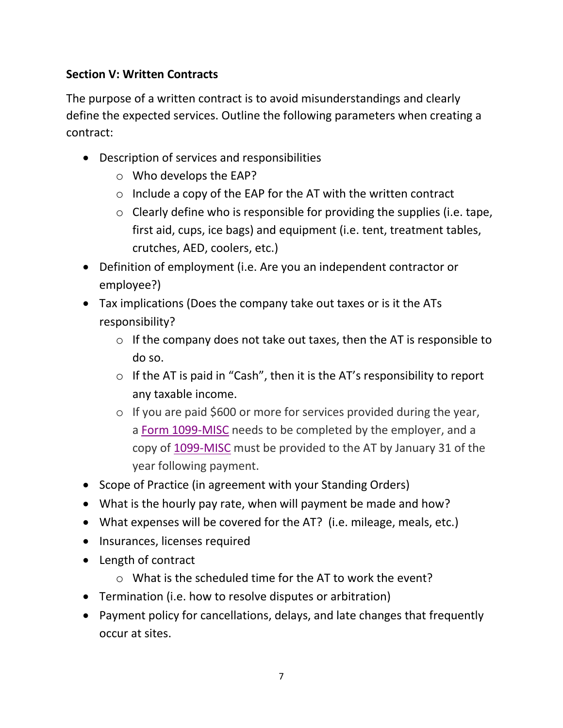### Section V: Written Contracts

The purpose of a written contract is to avoid misunderstandings and clearly define the expected services. Outline the following parameters when creating a contract:

- Description of services and responsibilities
  - Who develops the EAP?
  - Include a copy of the EAP for the AT with the written contract
  - Clearly define who is responsible for providing the supplies (i.e. tape, first aid, cups, ice bags) and equipment (i.e. tent, treatment tables, crutches, AED, coolers, etc.)
- Definition of employment (i.e. Are you an independent contractor or employee?)
- Tax implications (Does the company take out taxes or is it the ATs responsibility?
  - If the company does not take out taxes, then the AT is responsible to do so.
  - If the AT is paid in "Cash", then it is the AT's responsibility to report any taxable income.
  - If you are paid $600 or more for services provided during the year, a Form 1099-MISC needs to be completed by the employer, and a copy of 1099-MISC must be provided to the AT by January 31 of the year following payment.
- Scope of Practice (in agreement with your Standing Orders)
- What is the hourly pay rate, when will payment be made and how?
- What expenses will be covered for the AT? (i.e. mileage, meals, etc.)
- Insurances, licenses required
- Length of contract
  - What is the scheduled time for the AT to work the event?
- Termination (i.e. how to resolve disputes or arbitration)
- Payment policy for cancellations, delays, and late changes that frequently occur at sites.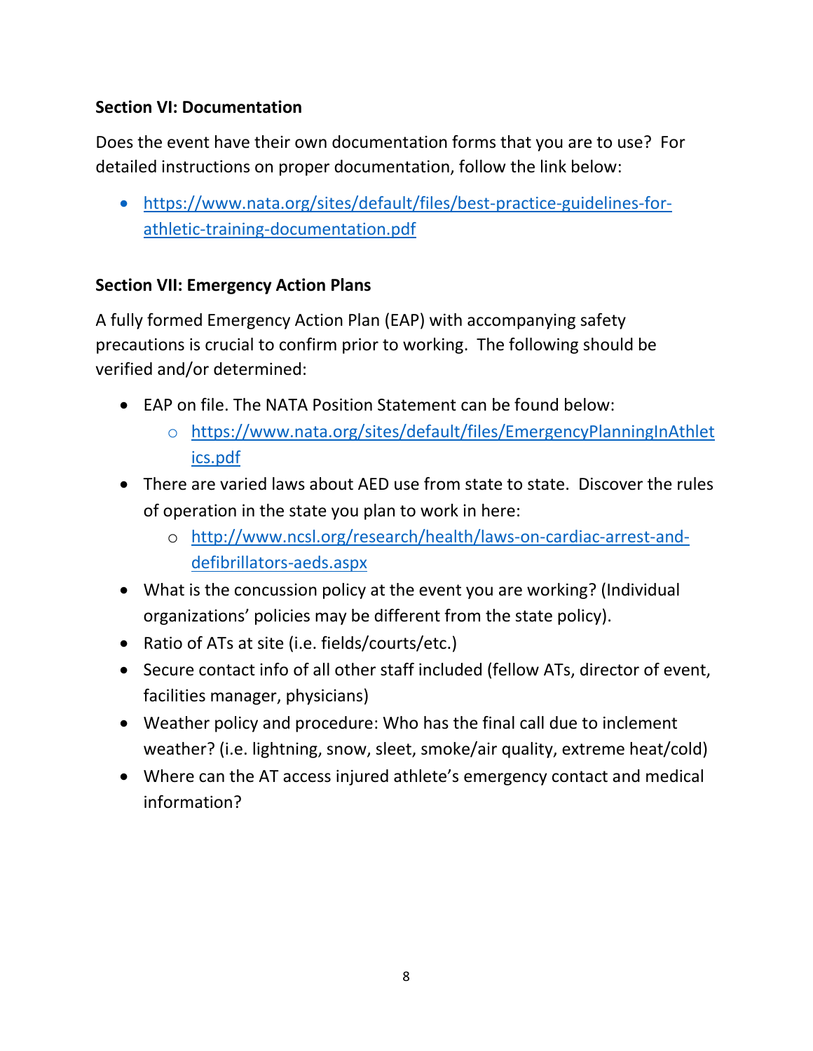**Section VI: Documentation**

Does the event have their own documentation forms that you are to use? For detailed instructions on proper documentation, follow the link below:

- https://www.nata.org/sites/default/files/best-practice-guidelines-for-athletic-training-documentation.pdf

**Section VII: Emergency Action Plans**

A fully formed Emergency Action Plan (EAP) with accompanying safety precautions is crucial to confirm prior to working. The following should be verified and/or determined:

- EAP on file. The NATA Position Statement can be found below:
  - https://www.nata.org/sites/default/files/EmergencyPlanningInAthletics.pdf
- There are varied laws about AED use from state to state. Discover the rules of operation in the state you plan to work in here:
  - http://www.ncsl.org/research/health/laws-on-cardiac-arrest-and-defibrillators-aeds.aspx
- What is the concussion policy at the event you are working? (Individual organizations' policies may be different from the state policy).
- Ratio of ATs at site (i.e. fields/courts/etc.)
- Secure contact info of all other staff included (fellow ATs, director of event, facilities manager, physicians)
- Weather policy and procedure: Who has the final call due to inclement weather? (i.e. lightning, snow, sleet, smoke/air quality, extreme heat/cold)
- Where can the AT access injured athlete's emergency contact and medical information?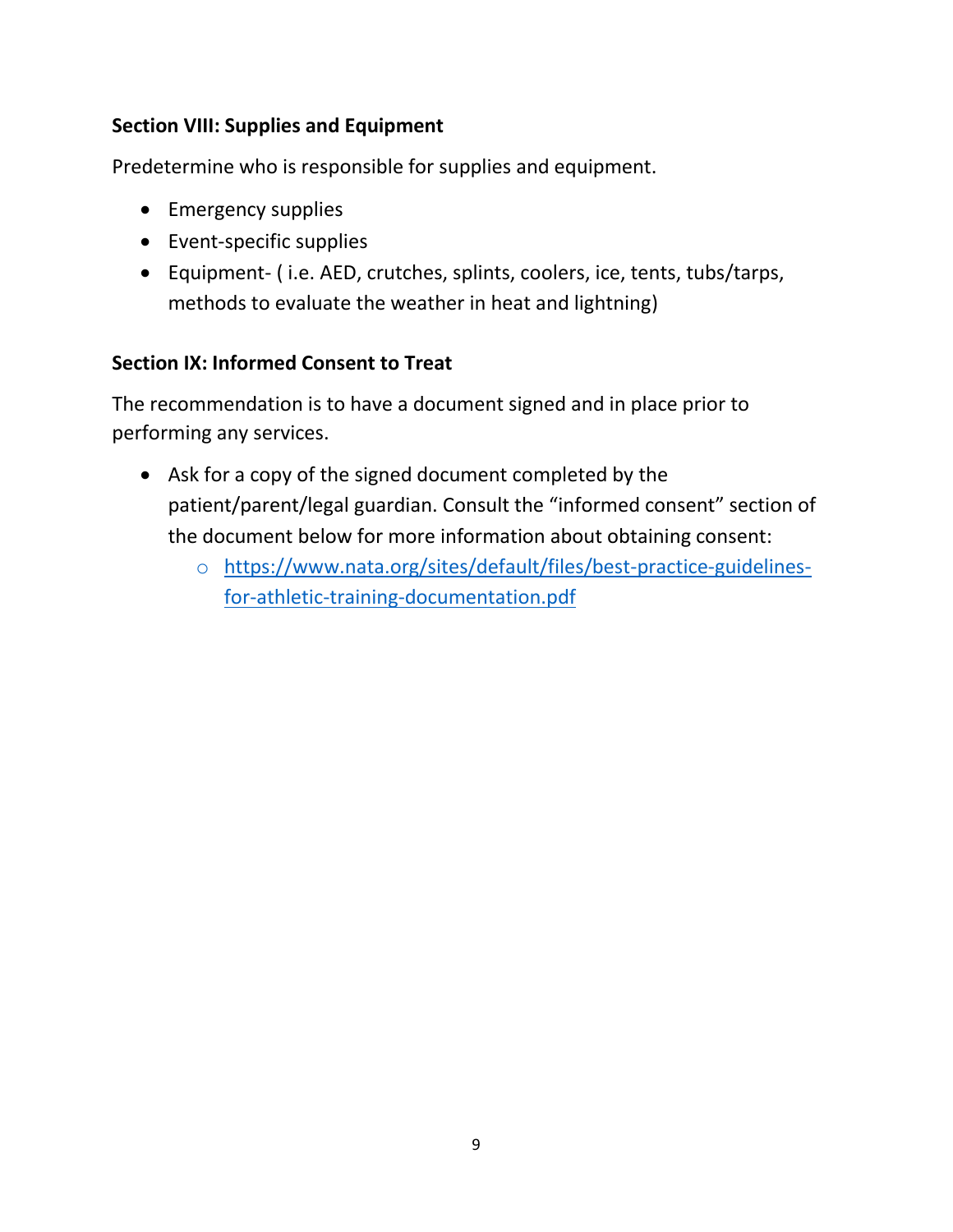**Section VIII: Supplies and Equipment**

Predetermine who is responsible for supplies and equipment.

- Emergency supplies
- Event-specific supplies
- Equipment- ( i.e. AED, crutches, splints, coolers, ice, tents, tubs/tarps, methods to evaluate the weather in heat and lightning)

**Section IX: Informed Consent to Treat**

The recommendation is to have a document signed and in place prior to performing any services.

- Ask for a copy of the signed document completed by the patient/parent/legal guardian. Consult the "informed consent" section of the document below for more information about obtaining consent:
    - [https://www.nata.org/sites/default/files/best-practice-guidelines-for-athletic-training-documentation.pdf](https://www.nata.org/sites/default/files/best-practice-guidelines-for-athletic-training-documentation.pdf)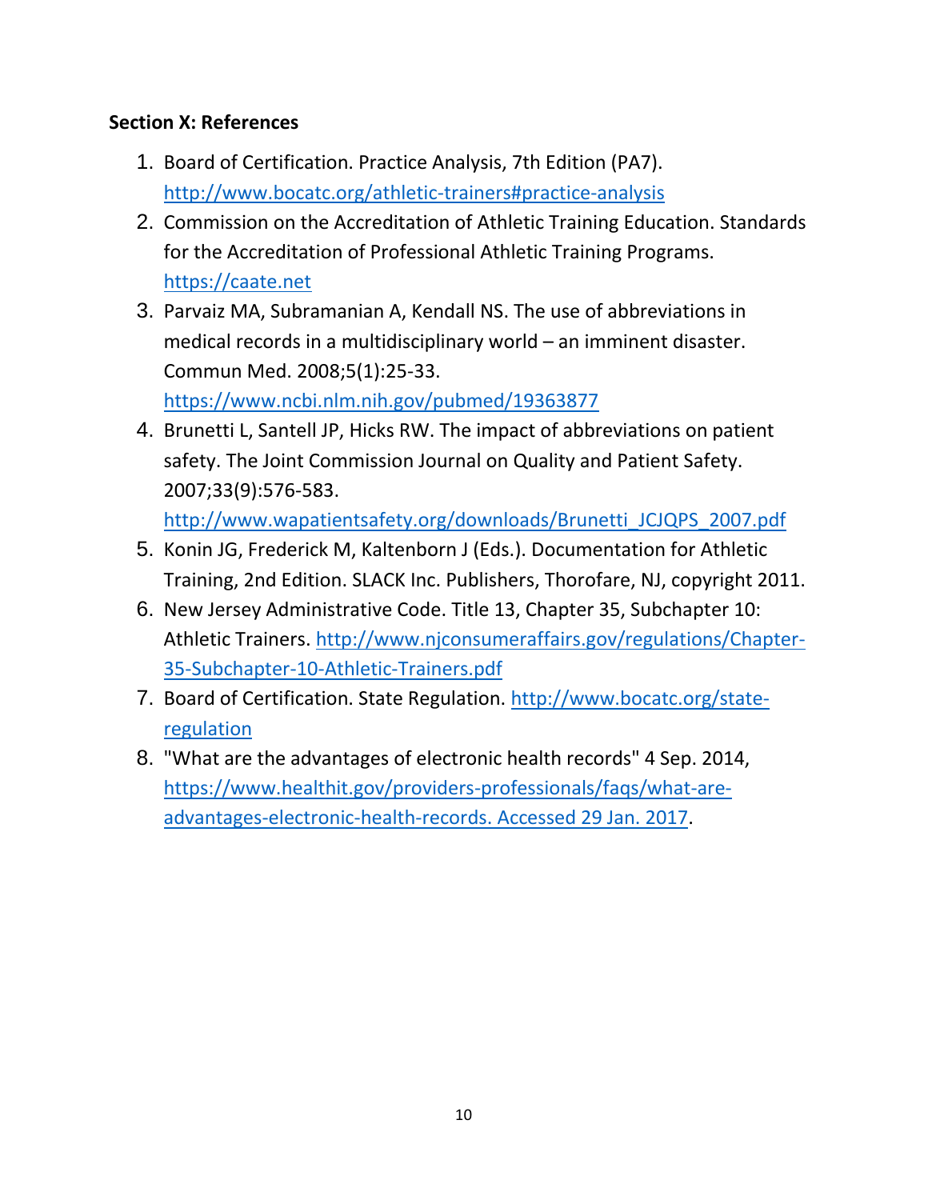**Section X: References**

1. Board of Certification. Practice Analysis, 7th Edition (PA7). http://www.bocatc.org/athletic-trainers#practice-analysis
2. Commission on the Accreditation of Athletic Training Education. Standards for the Accreditation of Professional Athletic Training Programs. https://caate.net
3. Parvaiz MA, Subramanian A, Kendall NS. The use of abbreviations in medical records in a multidisciplinary world – an imminent disaster. Commun Med. 2008;5(1):25-33. https://www.ncbi.nlm.nih.gov/pubmed/19363877
4. Brunetti L, Santell JP, Hicks RW. The impact of abbreviations on patient safety. The Joint Commission Journal on Quality and Patient Safety. 2007;33(9):576-583. http://www.wapatientsafety.org/downloads/Brunetti_JCJQPS_2007.pdf
5. Konin JG, Frederick M, Kaltenborn J (Eds.). Documentation for Athletic Training, 2nd Edition. SLACK Inc. Publishers, Thorofare, NJ, copyright 2011.
6. New Jersey Administrative Code. Title 13, Chapter 35, Subchapter 10: Athletic Trainers. http://www.njconsumeraffairs.gov/regulations/Chapter-35-Subchapter-10-Athletic-Trainers.pdf
7. Board of Certification. State Regulation. http://www.bocatc.org/state-regulation
8. "What are the advantages of electronic health records" 4 Sep. 2014, https://www.healthit.gov/providers-professionals/faqs/what-are-advantages-electronic-health-records. Accessed 29 Jan. 2017.